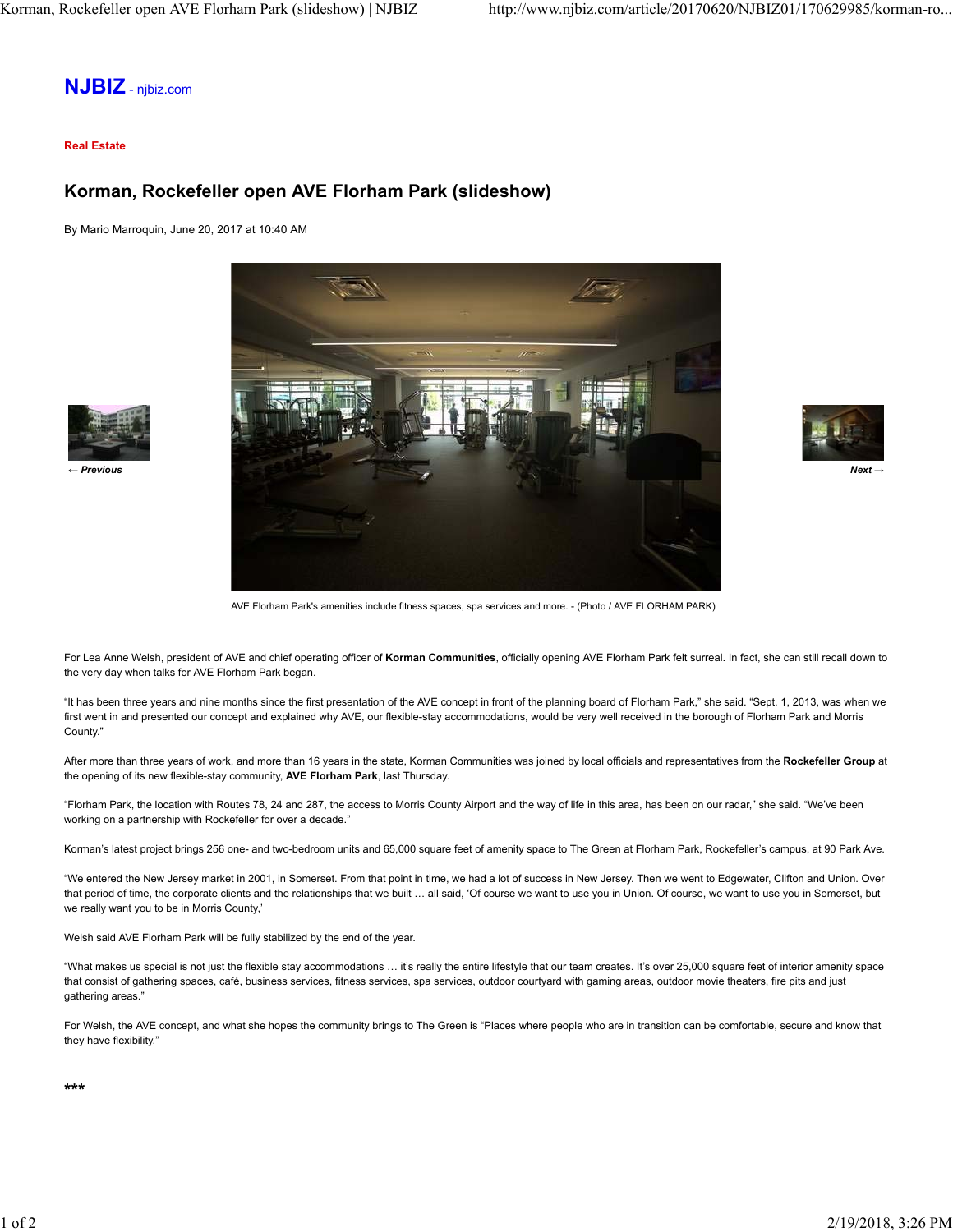**NJBIZ** - njbiz.com

**Real Estate**

# Korman, Rockefeller open AVE Florham Park (slideshow)

By Mario Marroquin, June 20, 2017 at 10:40 AM

← *Previous*

*Next* →

AVE Florham Park's amenities include fitness spaces, spa services and more. - (Photo / AVE FLORHAM PARK)

For Lea Anne Welsh, president of AVE and chief operating officer of **Korman Communities**, officially opening AVE Florham Park felt surreal. In fact, she can still recall down to the very day when talks for AVE Florham Park began.

"It has been three years and nine months since the first presentation of the AVE concept in front of the planning board of Florham Park," she said. "Sept. 1, 2013, was when we first went in and presented our concept and explained why AVE, our flexible-stay accommodations, would be very well received in the borough of Florham Park and Morris County."

After more than three years of work, and more than 16 years in the state, Korman Communities was joined by local officials and representatives from the **Rockefeller Group** at the opening of its new flexible-stay community, **AVE Florham Park**, last Thursday.

"Florham Park, the location with Routes 78, 24 and 287, the access to Morris County Airport and the way of life in this area, has been on our radar," she said. "We've been working on a partnership with Rockefeller for over a decade."

Korman's latest project brings 256 one- and two-bedroom units and 65,000 square feet of amenity space to The Green at Florham Park, Rockefeller's campus, at 90 Park Ave.

"We entered the New Jersey market in 2001, in Somerset. From that point in time, we had a lot of success in New Jersey. Then we went to Edgewater, Clifton and Union. Over that period of time, the corporate clients and the relationships that we built … all said, 'Of course we want to use you in Union. Of course, we want to use you in Somerset, but we really want you to be in Morris County,'

Welsh said AVE Florham Park will be fully stabilized by the end of the year.

"What makes us special is not just the flexible stay accommodations … it's really the entire lifestyle that our team creates. It's over 25,000 square feet of interior amenity space that consist of gathering spaces, café, business services, fitness services, spa services, outdoor courtyard with gaming areas, outdoor movie theaters, fire pits and just gathering areas."

For Welsh, the AVE concept, and what she hopes the community brings to The Green is "Places where people who are in transition can be comfortable, secure and know that they have flexibility."

***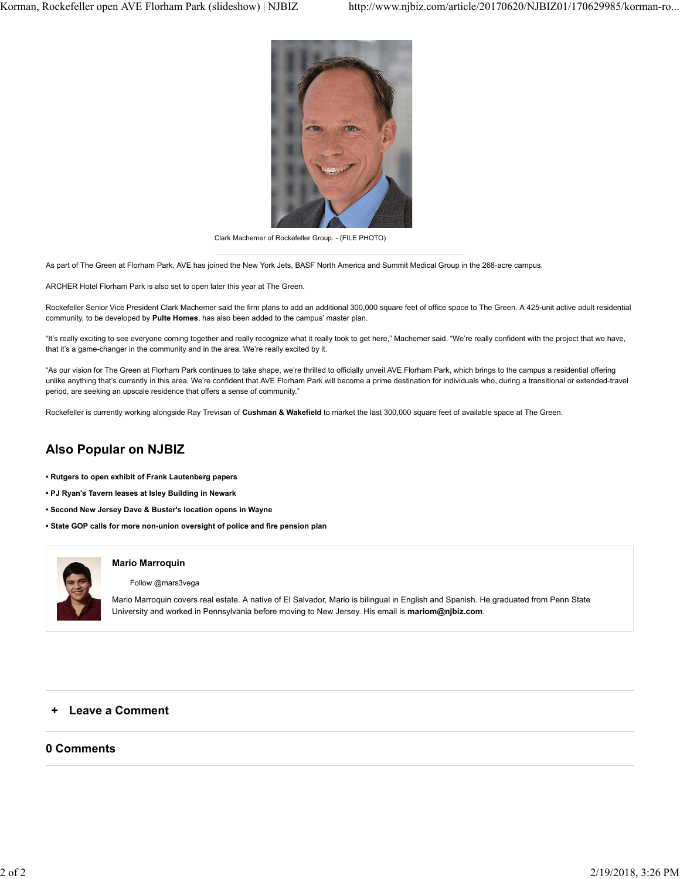Clark Machemer of Rockefeller Group. - (FILE PHOTO)

As part of The Green at Florham Park, AVE has joined the New York Jets, BASF North America and Summit Medical Group in the 268-acre campus.

ARCHER Hotel Florham Park is also set to open later this year at The Green.

Rockefeller Senior Vice President Clark Machemer said the firm plans to add an additional 300,000 square feet of office space to The Green. A 425-unit active adult residential community, to be developed by **Pulte Homes**, has also been added to the campus' master plan.

"It's really exciting to see everyone coming together and really recognize what it really took to get here," Machemer said. "We're really confident with the project that we have, that it's a game-changer in the community and in the area. We're really excited by it.

"As our vision for The Green at Florham Park continues to take shape, we're thrilled to officially unveil AVE Florham Park, which brings to the campus a residential offering unlike anything that's currently in this area. We're confident that AVE Florham Park will become a prime destination for individuals who, during a transitional or extended-travel period, are seeking an upscale residence that offers a sense of community."

Rockefeller is currently working alongside Ray Trevisan of **Cushman & Wakefield** to market the last 300,000 square feet of available space at The Green.

## Also Popular on NJBIZ

- **Rutgers to open exhibit of Frank Lautenberg papers**
- **PJ Ryan's Tavern leases at Isley Building in Newark**
- **Second New Jersey Dave & Buster's location opens in Wayne**
- **State GOP calls for more non-union oversight of police and fire pension plan**

**Mario Marroquin**

Follow @mars3vega

Mario Marroquin covers real estate. A native of El Salvador, Mario is bilingual in English and Spanish. He graduated from Penn State University and worked in Pennsylvania before moving to New Jersey. His email is **mariom@njbiz.com**.

**+ Leave a Comment**

**0 Comments**